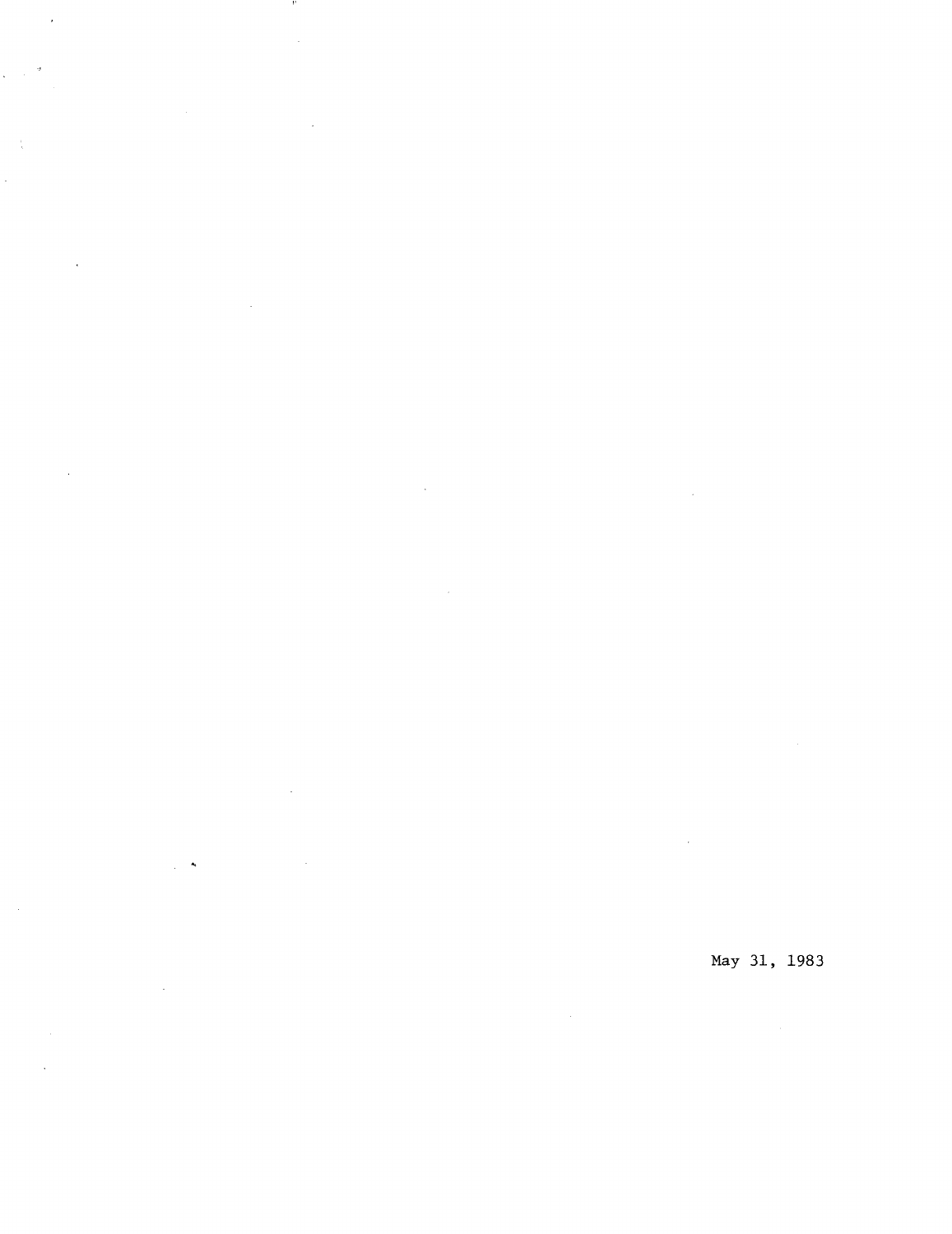May 31, 1983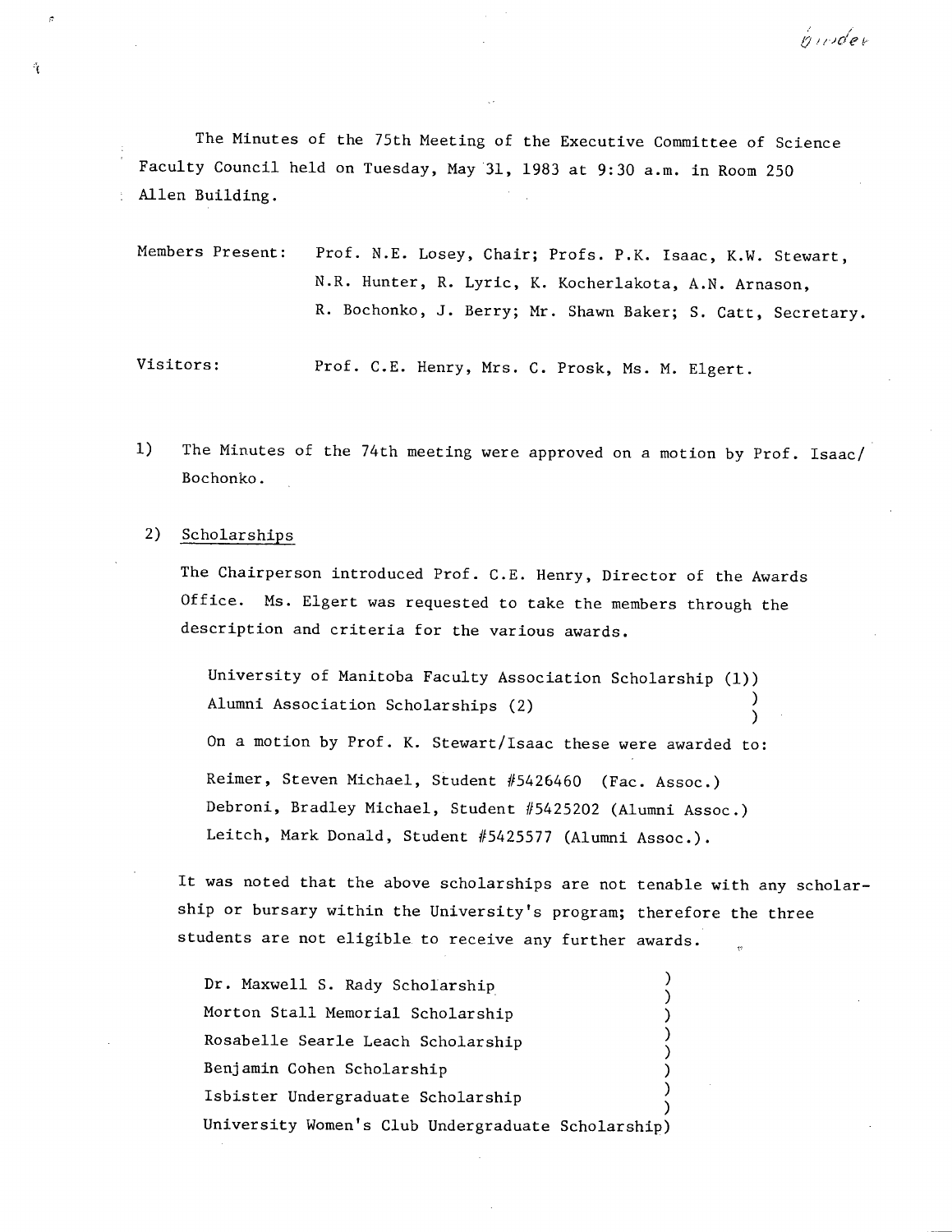The Minutes of the 75th Meeting of the Executive Committee of Science Faculty Council held on Tuesday, May 31, 1983 at 9:30 a.m. in Room 250 Allen Building.

Members Present: Prof. N.E. Losey, Chair; Profs. P.K. Isaac, K.W. Stewart, N.R. Hunter, R. Lyric, K. Kocherlakota, A.N. Arnason, R. Bochonko, J. Berry; Mr. Shawn Baker; S. Catt, Secretary.

Visitors: Prof. C.E. Henry, Mrs. C. Prosk, Ms. M. Elgert.

1) The Minutes of the 74th meeting were approved on a motion by Prof. Isaac/ Bochonko.

2) Scholarships

The Chairperson introduced Prof. C.E. Henry, Director of the Awards Office. Ms. Elgert was requested to take the members through the description and criteria for the various awards.

University of Manitoba Faculty Association Scholarship (1))
Alumni Association Scholarships (2) )

On a motion by Prof. K. Stewart/Isaac these were awarded to:

Reimer, Steven Michael, Student #5426460 (Fac. Assoc.)
Debroni, Bradley Michael, Student #5425202 (Alumni Assoc.)
Leitch, Mark Donald, Student #5425577 (Alumni Assoc.).

It was noted that the above scholarships are not tenable with any scholarship or bursary within the University's program; therefore the three students are not eligible to receive any further awards.

Dr. Maxwell S. Rady Scholarship )
Morton Stall Memorial Scholarship )
Rosabelle Searle Leach Scholarship )
Benjamin Cohen Scholarship )
Isbister Undergraduate Scholarship )
University Women's Club Undergraduate Scholarship)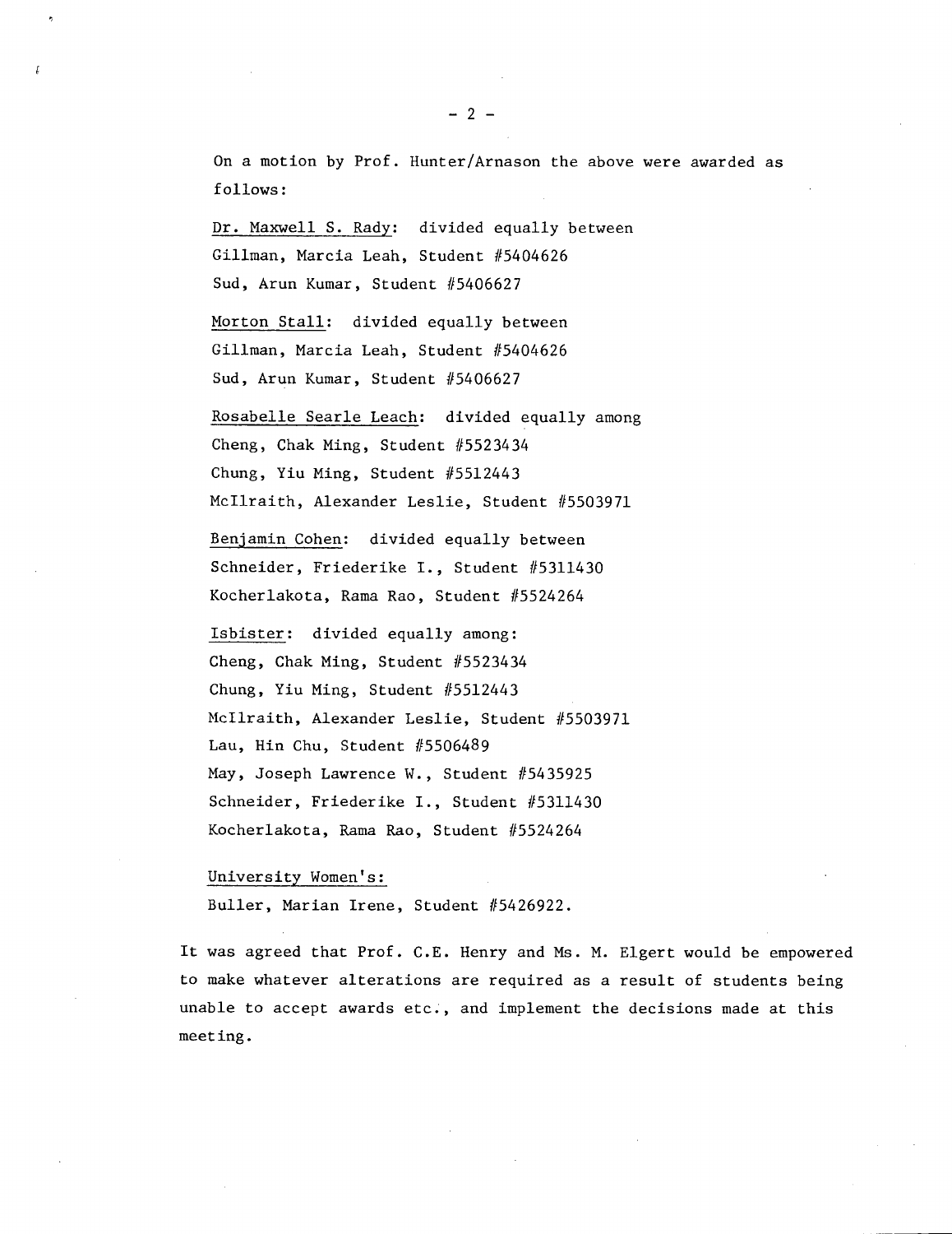On a motion by Prof. Hunter/Arnason the above were awarded as follows:

<u>Dr. Maxwell S. Rady</u>: divided equally between
Gillman, Marcia Leah, Student #5404626
Sud, Arun Kumar, Student #5406627

<u>Morton Stall</u>: divided equally between
Gillman, Marcia Leah, Student #5404626
Sud, Arun Kumar, Student #5406627

<u>Rosabelle Searle Leach</u>: divided equally among
Cheng, Chak Ming, Student #5523434
Chung, Yiu Ming, Student #5512443
McIlraith, Alexander Leslie, Student #5503971

<u>Benjamin Cohen</u>: divided equally between
Schneider, Friederike I., Student #5311430
Kocherlakota, Rama Rao, Student #5524264

<u>Isbister</u>: divided equally among:
Cheng, Chak Ming, Student #5523434
Chung, Yiu Ming, Student #5512443
McIlraith, Alexander Leslie, Student #5503971
Lau, Hin Chu, Student #5506489
May, Joseph Lawrence W., Student #5435925
Schneider, Friederike I., Student #5311430
Kocherlakota, Rama Rao, Student #5524264

<u>University Women's</u>:
Buller, Marian Irene, Student #5426922.

It was agreed that Prof. C.E. Henry and Ms. M. Elgert would be empowered to make whatever alterations are required as a result of students being unable to accept awards etc., and implement the decisions made at this meeting.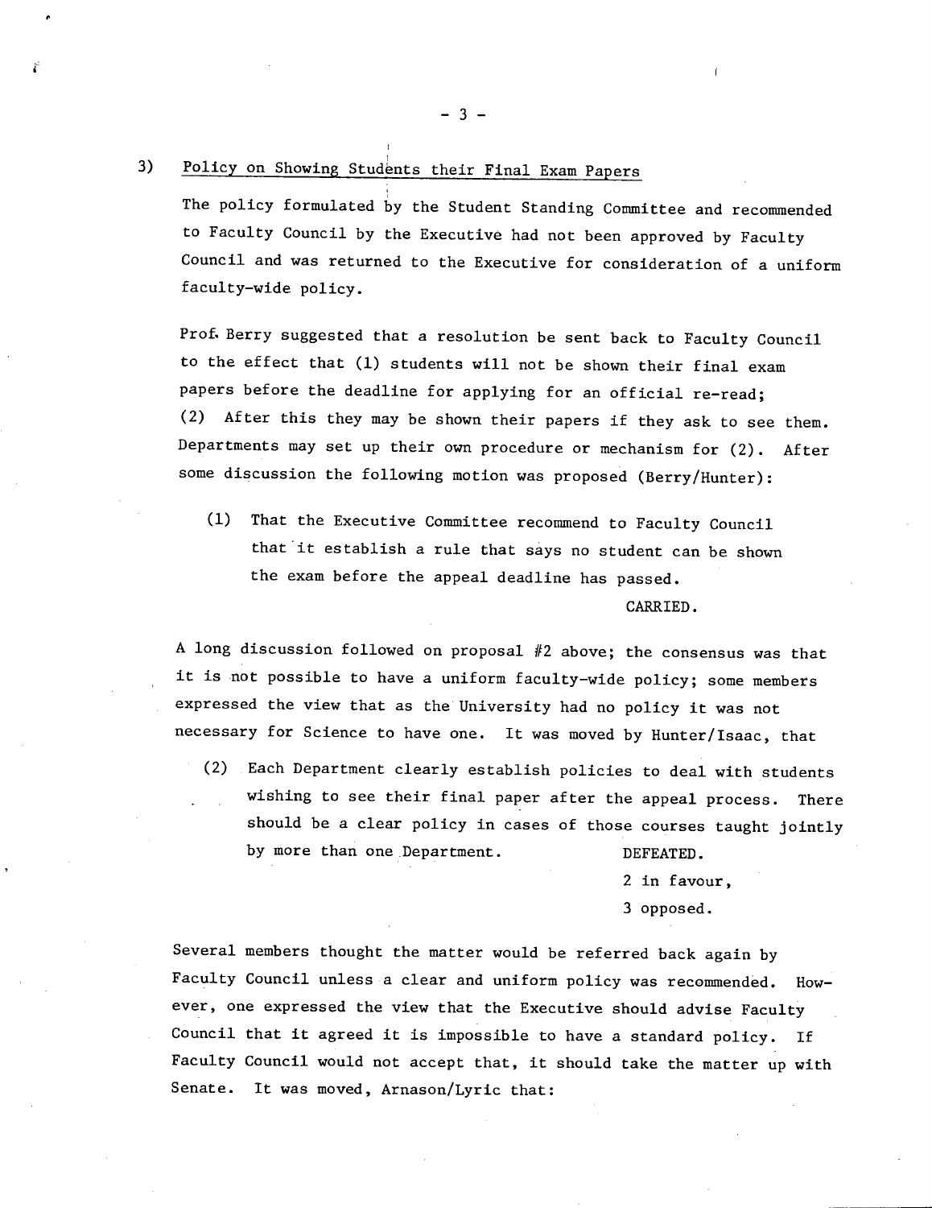3) Policy on Showing Students their Final Exam Papers

The policy formulated by the Student Standing Committee and recommended to Faculty Council by the Executive had not been approved by Faculty Council and was returned to the Executive for consideration of a uniform faculty-wide policy.

Prof. Berry suggested that a resolution be sent back to Faculty Council to the effect that (1) students will not be shown their final exam papers before the deadline for applying for an official re-read; (2) After this they may be shown their papers if they ask to see them. Departments may set up their own procedure or mechanism for (2). After some discussion the following motion was proposed (Berry/Hunter):

> (1) That the Executive Committee recommend to Faculty Council that it establish a rule that says no student can be shown the exam before the appeal deadline has passed.
>
> CARRIED.

A long discussion followed on proposal #2 above; the consensus was that it is not possible to have a uniform faculty-wide policy; some members expressed the view that as the University had no policy it was not necessary for Science to have one. It was moved by Hunter/Isaac, that

> (2) Each Department clearly establish policies to deal with students wishing to see their final paper after the appeal process. There should be a clear policy in cases of those courses taught jointly by more than one Department.
>
> DEFEATED.
> 2 in favour,
> 3 opposed.

Several members thought the matter would be referred back again by Faculty Council unless a clear and uniform policy was recommended. However, one expressed the view that the Executive should advise Faculty Council that it agreed it is impossible to have a standard policy. If Faculty Council would not accept that, it should take the matter up with Senate. It was moved, Arnason/Lyric that: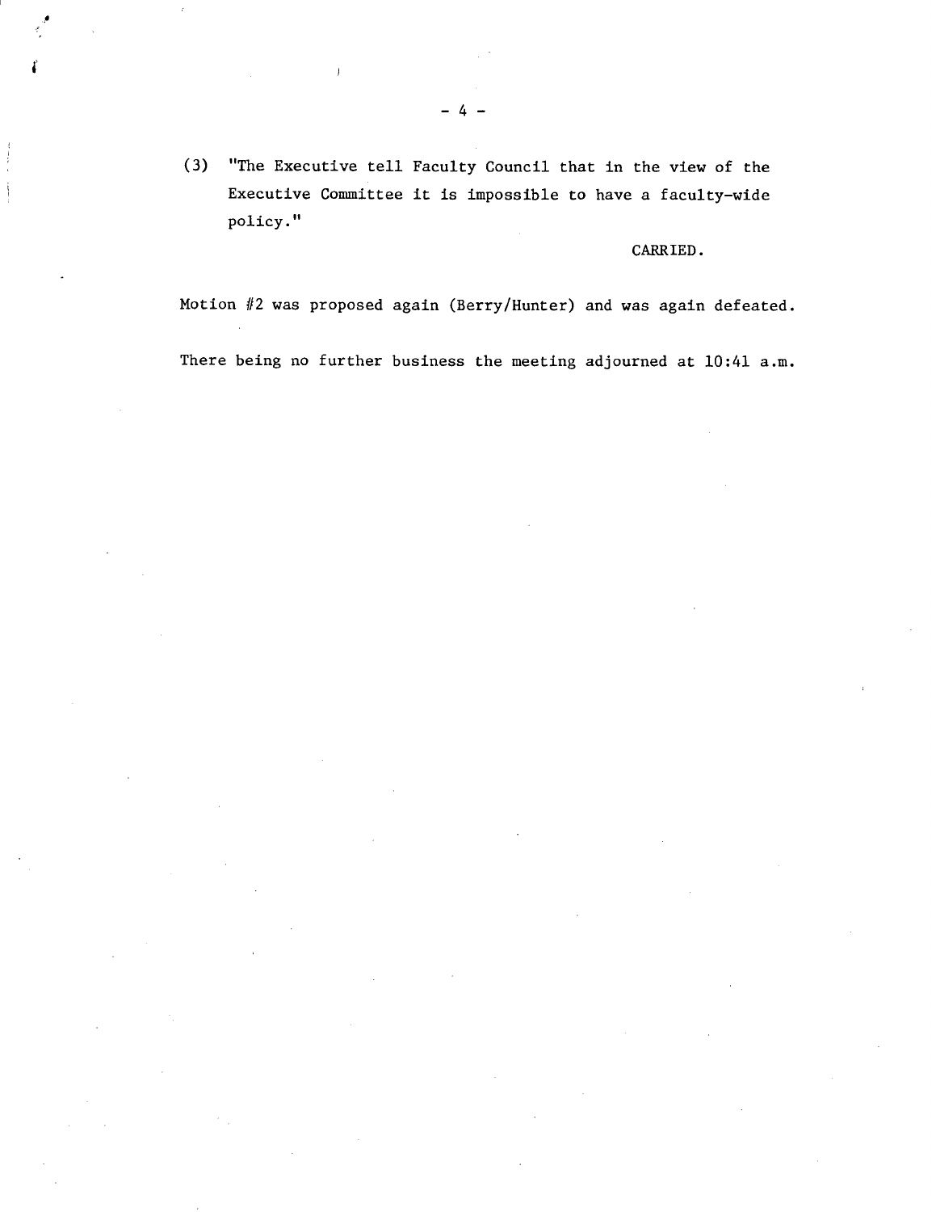(3) "The Executive tell Faculty Council that in the view of the Executive Committee it is impossible to have a faculty-wide policy."

CARRIED.

Motion #2 was proposed again (Berry/Hunter) and was again defeated.

There being no further business the meeting adjourned at 10:41 a.m.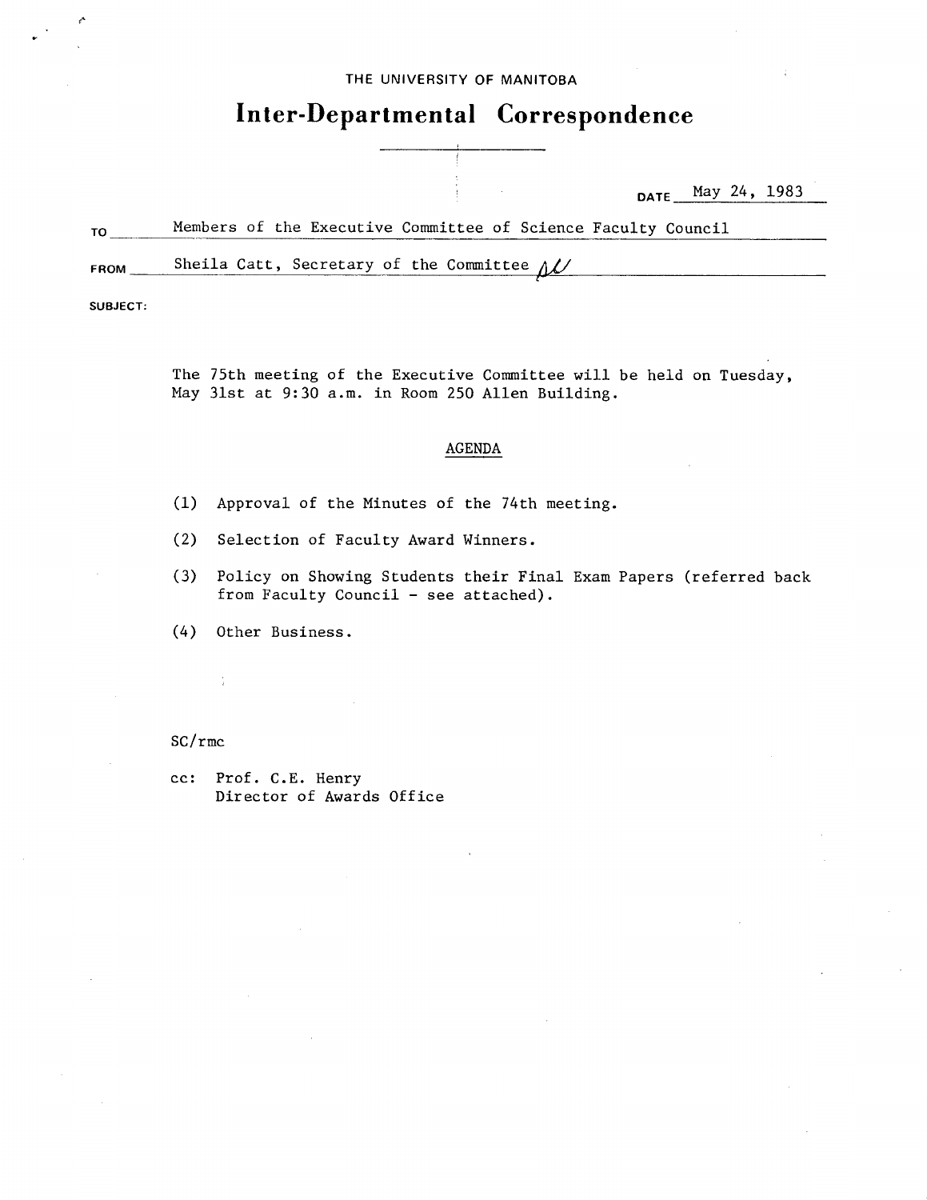THE UNIVERSITY OF MANITOBA

# Inter-Departmental Correspondence

DATE May 24, 1983

TO Members of the Executive Committee of Science Faculty Council

FROM Sheila Catt, Secretary of the Committee

SUBJECT:

The 75th meeting of the Executive Committee will be held on Tuesday, May 31st at 9:30 a.m. in Room 250 Allen Building.

## AGENDA

(1) Approval of the Minutes of the 74th meeting.

(2) Selection of Faculty Award Winners.

(3) Policy on Showing Students their Final Exam Papers (referred back from Faculty Council - see attached).

(4) Other Business.

SC/rmc

cc: Prof. C.E. Henry
Director of Awards Office